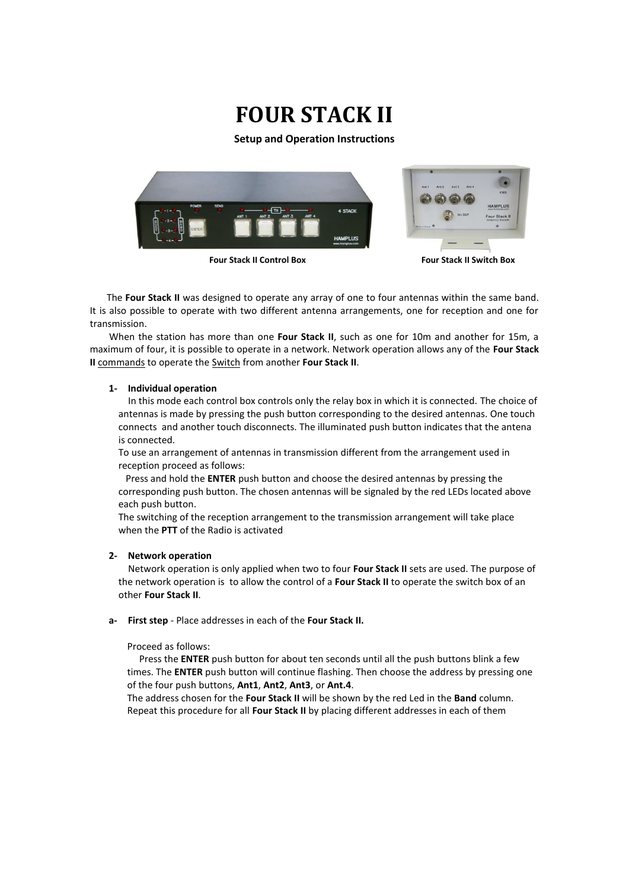# FOUR STACK II

**Setup and Operation Instructions**

**Four Stack II Control Box** **Four Stack II Switch Box**

The **Four Stack II** was designed to operate any array of one to four antennas within the same band. It is also possible to operate with two different antenna arrangements, one for reception and one for transmission.

When the station has more than one **Four Stack II**, such as one for 10m and another for 15m, a maximum of four, it is possible to operate in a network. Network operation allows any of the **Four Stack II** commands to operate the Switch from another **Four Stack II**.

**1- Individual operation**

In this mode each control box controls only the relay box in which it is connected. The choice of antennas is made by pressing the push button corresponding to the desired antennas. One touch connects and another touch disconnects. The illuminated push button indicates that the antena is connected.

To use an arrangement of antennas in transmission different from the arrangement used in reception proceed as follows:

Press and hold the **ENTER** push button and choose the desired antennas by pressing the corresponding push button. The chosen antennas will be signaled by the red LEDs located above each push button.

The switching of the reception arrangement to the transmission arrangement will take place when the **PTT** of the Radio is activated

**2- Network operation**

Network operation is only applied when two to four **Four Stack II** sets are used. The purpose of the network operation is to allow the control of a **Four Stack II** to operate the switch box of an other **Four Stack II**.

**a- First step** - Place addresses in each of the **Four Stack II.**

Proceed as follows:

Press the **ENTER** push button for about ten seconds until all the push buttons blink a few times. The **ENTER** push button will continue flashing. Then choose the address by pressing one of the four push buttons, **Ant1**, **Ant2**, **Ant3**, or **Ant.4**.

The address chosen for the **Four Stack II** will be shown by the red Led in the **Band** column.

Repeat this procedure for all **Four Stack II** by placing different addresses in each of them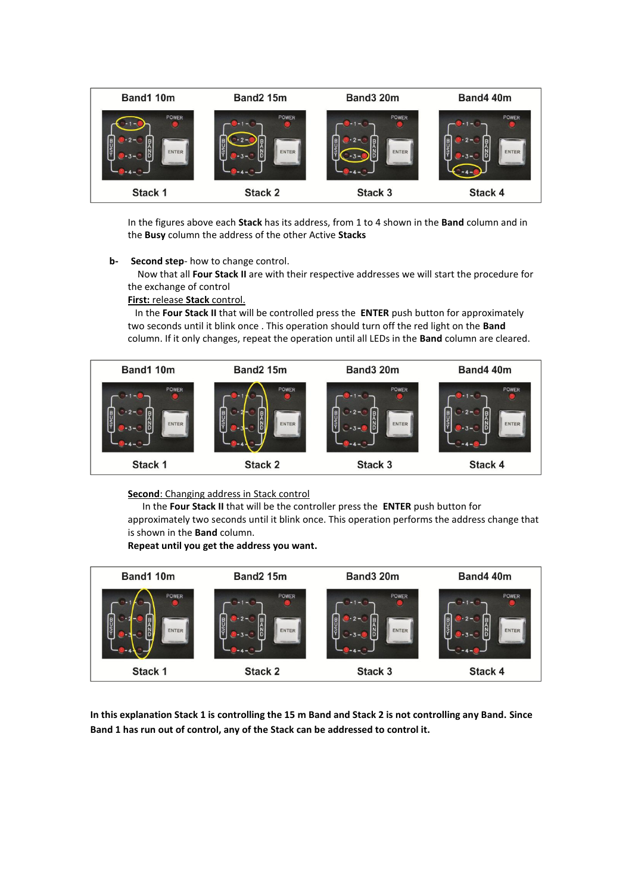| Band1 10m | Band2 15m | Band3 20m | Band4 40m |
|---|---|---|---|
| Stack 1 | Stack 2 | Stack 3 | Stack 4 |

In the figures above each **Stack** has its address, from 1 to 4 shown in the **Band** column and in the **Busy** column the address of the other Active **Stacks**

**b- Second step**- how to change control.

Now that all **Four Stack II** are with their respective addresses we will start the procedure for the exchange of control

<u>**First:** release **Stack** control.</u>

In the **Four Stack II** that will be controlled press the **ENTER** push button for approximately two seconds until it blink once . This operation should turn off the red light on the **Band** column. If it only changes, repeat the operation until all LEDs in the **Band** column are cleared.

| Band1 10m | Band2 15m | Band3 20m | Band4 40m |
|---|---|---|---|
| Stack 1 | Stack 2 | Stack 3 | Stack 4 |

<u>**Second**: Changing address in Stack control</u>

In the **Four Stack II** that will be the controller press the **ENTER** push button for approximately two seconds until it blink once. This operation performs the address change that is shown in the **Band** column.

**Repeat until you get the address you want.**

| Band1 10m | Band2 15m | Band3 20m | Band4 40m |
|---|---|---|---|
| Stack 1 | Stack 2 | Stack 3 | Stack 4 |

**In this explanation Stack 1 is controlling the 15 m Band and Stack 2 is not controlling any Band. Since Band 1 has run out of control, any of the Stack can be addressed to control it.**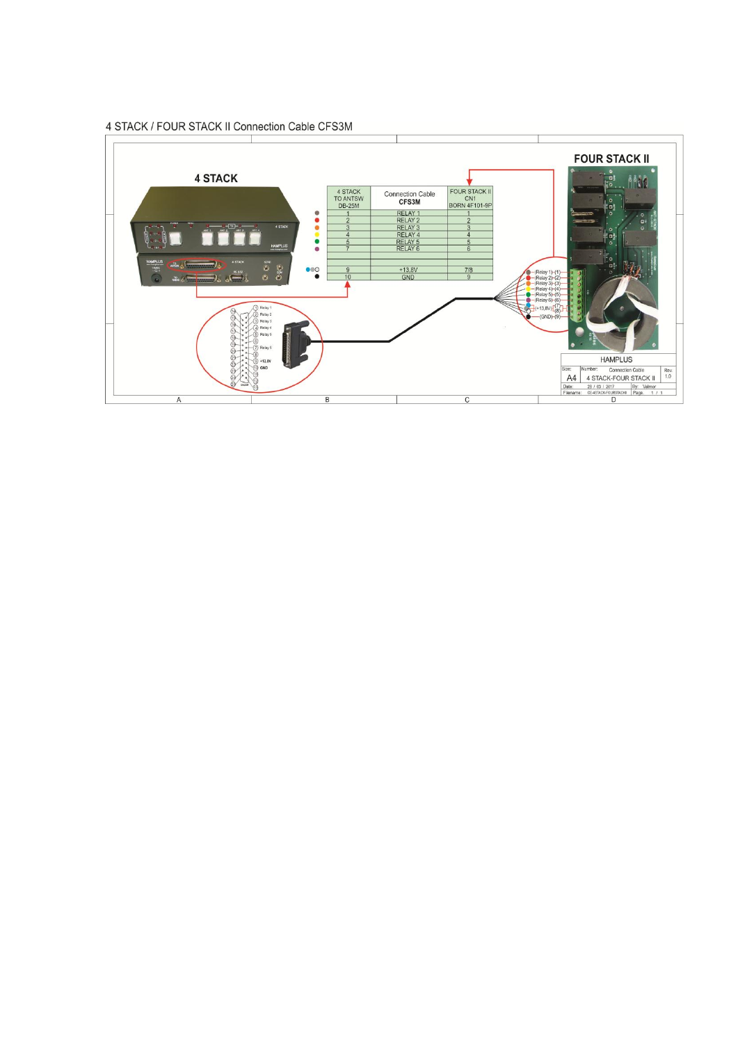4 STACK / FOUR STACK II Connection Cable CFS3M

4 STACK

FOUR STACK II

| 4 STACK TO ANTSW DB-25M | Connection Cable CFS3M | FOUR STACK II CN1 BORN 4F101-9P |
|---|---|---|
| 1 | RELAY 1 | 1 |
| 2 | RELAY 2 | 2 |
| 3 | RELAY 3 | 3 |
| 4 | RELAY 4 | 4 |
| 5 | RELAY 5 | 5 |
| 7 | RELAY 6 | 6 |
| | | |
| | | |
| 9 | +13.8V | 7/8 |
| 10 | GND | 9 |

(Relay 1)-(1)
(Relay 2)-(2)
(Relay 3)-(3)
(Relay 4)-(4)
(Relay 5)-(5)
(Relay 6)-(6)
(+13.8V)-(7)(8)
(GND)-(9)

1 Relay 1
2 Relay 2
3 Relay 3
4 Relay 4
5 Relay 5
6
7 Relay 6
8
9 +13.8V
10 GND
11
12
13

HAMPLUS

| Size: | Number: | Rev. |
|---|---|---|
| A4 | Connection Cable 4 STACK-FOUR STACK II | 1.0 |
| Date: 28 / 03 / 2017 | By: Valmor | |
| Filename: CE-4STACK-FOURSTACKII | Page: 1 / 1 | |